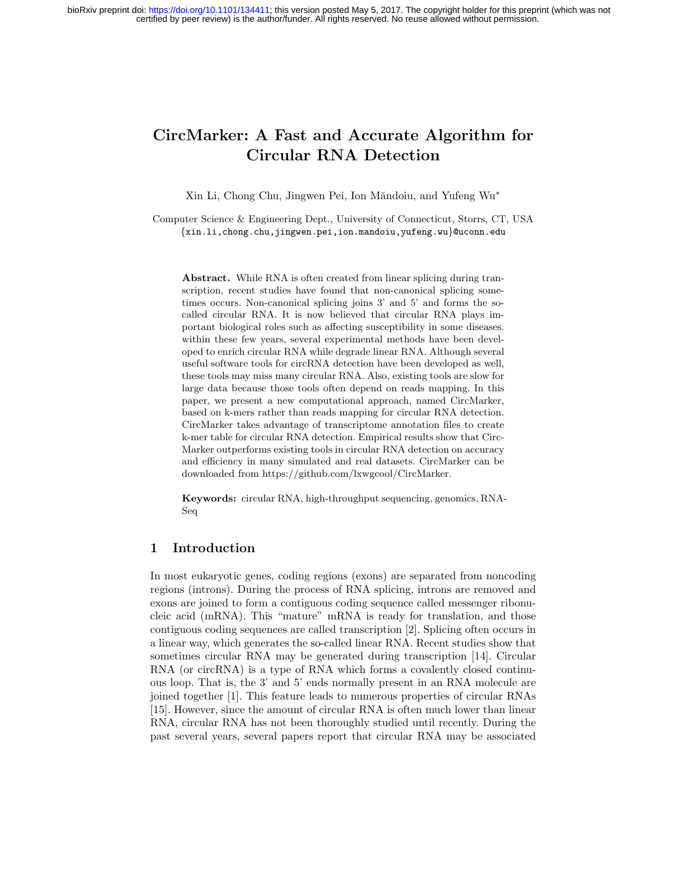# CircMarker: A Fast and Accurate Algorithm for Circular RNA Detection

Xin Li, Chong Chu, Jingwen Pei, Ion Măndoiu, and Yufeng Wu*

Computer Science & Engineering Dept., University of Connecticut, Storrs, CT, USA
{xin.li,chong.chu,jingwen.pei,ion.mandoiu,yufeng.wu}@uconn.edu

**Abstract.** While RNA is often created from linear splicing during transcription, recent studies have found that non-canonical splicing sometimes occurs. Non-canonical splicing joins 3' and 5' and forms the so-called circular RNA. It is now believed that circular RNA plays important biological roles such as affecting susceptibility in some diseases. within these few years, several experimental methods have been developed to enrich circular RNA while degrade linear RNA. Although several useful software tools for circRNA detection have been developed as well, these tools may miss many circular RNA. Also, existing tools are slow for large data because those tools often depend on reads mapping. In this paper, we present a new computational approach, named CircMarker, based on k-mers rather than reads mapping for circular RNA detection. CircMarker takes advantage of transcriptome annotation files to create k-mer table for circular RNA detection. Empirical results show that CircMarker outperforms existing tools in circular RNA detection on accuracy and efficiency in many simulated and real datasets. CircMarker can be downloaded from https://github.com/lxwgcool/CircMarker.

**Keywords:** circular RNA, high-throughput sequencing, genomics, RNA-Seq

## 1 Introduction

In most eukaryotic genes, coding regions (exons) are separated from noncoding regions (introns). During the process of RNA splicing, introns are removed and exons are joined to form a contiguous coding sequence called messenger ribonucleic acid (mRNA). This "mature" mRNA is ready for translation, and those contiguous coding sequences are called transcription [2]. Splicing often occurs in a linear way, which generates the so-called linear RNA. Recent studies show that sometimes circular RNA may be generated during transcription [14]. Circular RNA (or circRNA) is a type of RNA which forms a covalently closed continuous loop. That is, the 3' and 5' ends normally present in an RNA molecule are joined together [1]. This feature leads to numerous properties of circular RNAs [15]. However, since the amount of circular RNA is often much lower than linear RNA, circular RNA has not been thoroughly studied until recently. During the past several years, several papers report that circular RNA may be associated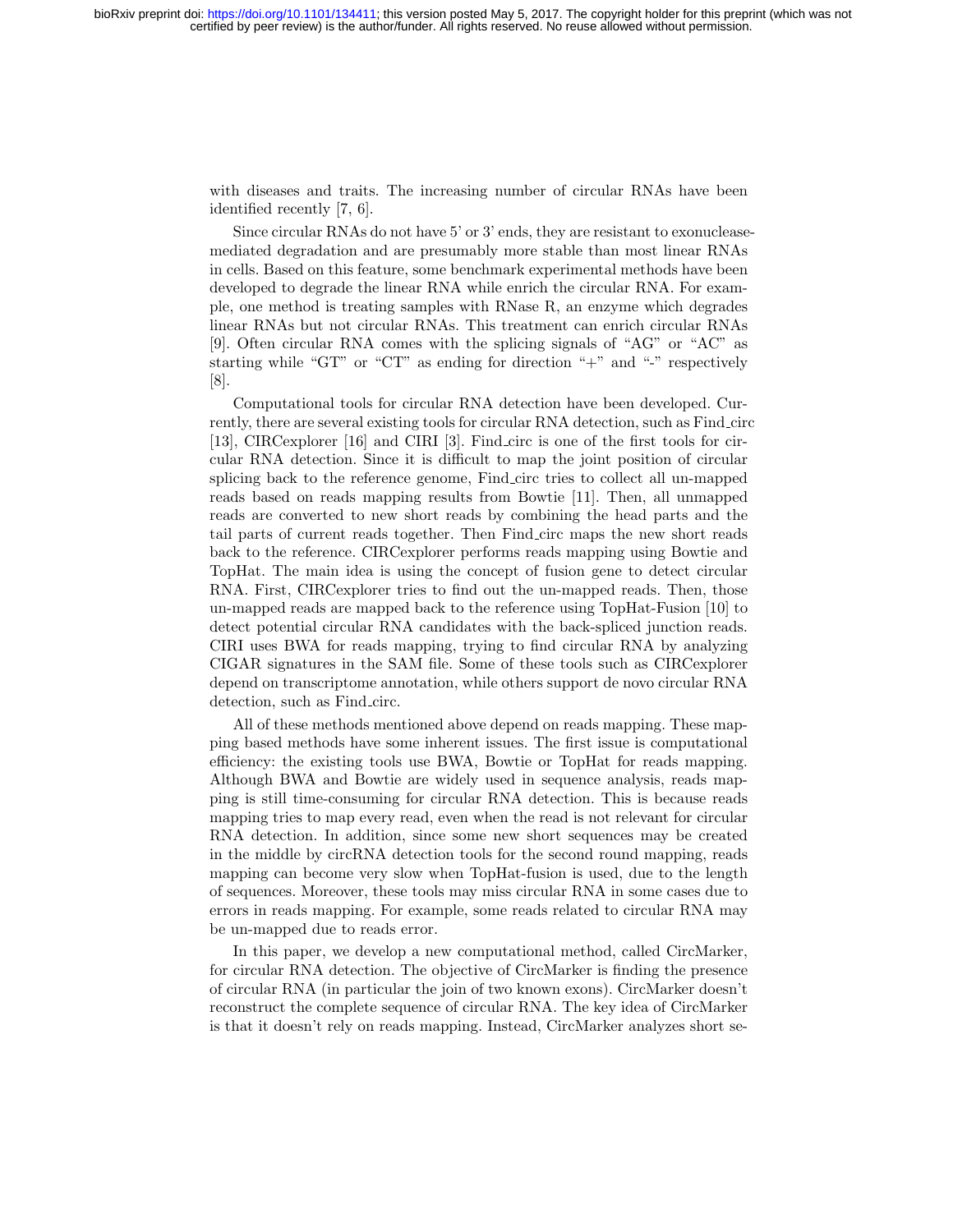with diseases and traits. The increasing number of circular RNAs have been identified recently [7, 6].

Since circular RNAs do not have 5' or 3' ends, they are resistant to exonuclease-mediated degradation and are presumably more stable than most linear RNAs in cells. Based on this feature, some benchmark experimental methods have been developed to degrade the linear RNA while enrich the circular RNA. For example, one method is treating samples with RNase R, an enzyme which degrades linear RNAs but not circular RNAs. This treatment can enrich circular RNAs [9]. Often circular RNA comes with the splicing signals of "AG" or "AC" as starting while "GT" or "CT" as ending for direction "+" and "-" respectively [8].

Computational tools for circular RNA detection have been developed. Currently, there are several existing tools for circular RNA detection, such as Find_circ [13], CIRCexplorer [16] and CIRI [3]. Find_circ is one of the first tools for circular RNA detection. Since it is difficult to map the joint position of circular splicing back to the reference genome, Find_circ tries to collect all un-mapped reads based on reads mapping results from Bowtie [11]. Then, all unmapped reads are converted to new short reads by combining the head parts and the tail parts of current reads together. Then Find_circ maps the new short reads back to the reference. CIRCexplorer performs reads mapping using Bowtie and TopHat. The main idea is using the concept of fusion gene to detect circular RNA. First, CIRCexplorer tries to find out the un-mapped reads. Then, those un-mapped reads are mapped back to the reference using TopHat-Fusion [10] to detect potential circular RNA candidates with the back-spliced junction reads. CIRI uses BWA for reads mapping, trying to find circular RNA by analyzing CIGAR signatures in the SAM file. Some of these tools such as CIRCexplorer depend on transcriptome annotation, while others support de novo circular RNA detection, such as Find_circ.

All of these methods mentioned above depend on reads mapping. These mapping based methods have some inherent issues. The first issue is computational efficiency: the existing tools use BWA, Bowtie or TopHat for reads mapping. Although BWA and Bowtie are widely used in sequence analysis, reads mapping is still time-consuming for circular RNA detection. This is because reads mapping tries to map every read, even when the read is not relevant for circular RNA detection. In addition, since some new short sequences may be created in the middle by circRNA detection tools for the second round mapping, reads mapping can become very slow when TopHat-fusion is used, due to the length of sequences. Moreover, these tools may miss circular RNA in some cases due to errors in reads mapping. For example, some reads related to circular RNA may be un-mapped due to reads error.

In this paper, we develop a new computational method, called CircMarker, for circular RNA detection. The objective of CircMarker is finding the presence of circular RNA (in particular the join of two known exons). CircMarker doesn't reconstruct the complete sequence of circular RNA. The key idea of CircMarker is that it doesn't rely on reads mapping. Instead, CircMarker analyzes short se-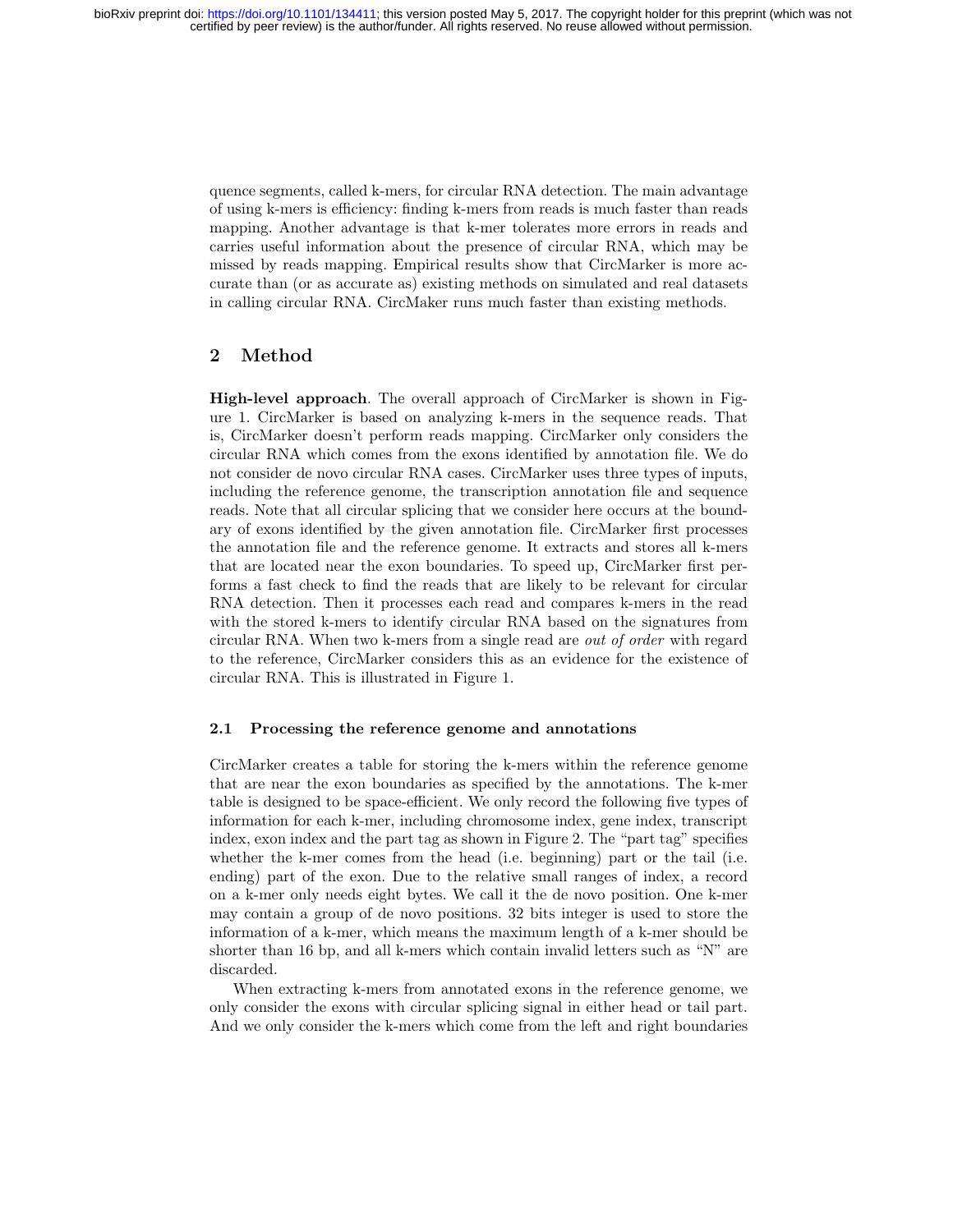quence segments, called k-mers, for circular RNA detection. The main advantage of using k-mers is efficiency: finding k-mers from reads is much faster than reads mapping. Another advantage is that k-mer tolerates more errors in reads and carries useful information about the presence of circular RNA, which may be missed by reads mapping. Empirical results show that CircMarker is more accurate than (or as accurate as) existing methods on simulated and real datasets in calling circular RNA. CircMaker runs much faster than existing methods.

## 2 Method

**High-level approach**. The overall approach of CircMarker is shown in Figure 1. CircMarker is based on analyzing k-mers in the sequence reads. That is, CircMarker doesn't perform reads mapping. CircMarker only considers the circular RNA which comes from the exons identified by annotation file. We do not consider de novo circular RNA cases. CircMarker uses three types of inputs, including the reference genome, the transcription annotation file and sequence reads. Note that all circular splicing that we consider here occurs at the boundary of exons identified by the given annotation file. CircMarker first processes the annotation file and the reference genome. It extracts and stores all k-mers that are located near the exon boundaries. To speed up, CircMarker first performs a fast check to find the reads that are likely to be relevant for circular RNA detection. Then it processes each read and compares k-mers in the read with the stored k-mers to identify circular RNA based on the signatures from circular RNA. When two k-mers from a single read are *out of order* with regard to the reference, CircMarker considers this as an evidence for the existence of circular RNA. This is illustrated in Figure 1.

### 2.1 Processing the reference genome and annotations

CircMarker creates a table for storing the k-mers within the reference genome that are near the exon boundaries as specified by the annotations. The k-mer table is designed to be space-efficient. We only record the following five types of information for each k-mer, including chromosome index, gene index, transcript index, exon index and the part tag as shown in Figure 2. The "part tag" specifies whether the k-mer comes from the head (i.e. beginning) part or the tail (i.e. ending) part of the exon. Due to the relative small ranges of index, a record on a k-mer only needs eight bytes. We call it the de novo position. One k-mer may contain a group of de novo positions. 32 bits integer is used to store the information of a k-mer, which means the maximum length of a k-mer should be shorter than 16 bp, and all k-mers which contain invalid letters such as "N" are discarded.

When extracting k-mers from annotated exons in the reference genome, we only consider the exons with circular splicing signal in either head or tail part. And we only consider the k-mers which come from the left and right boundaries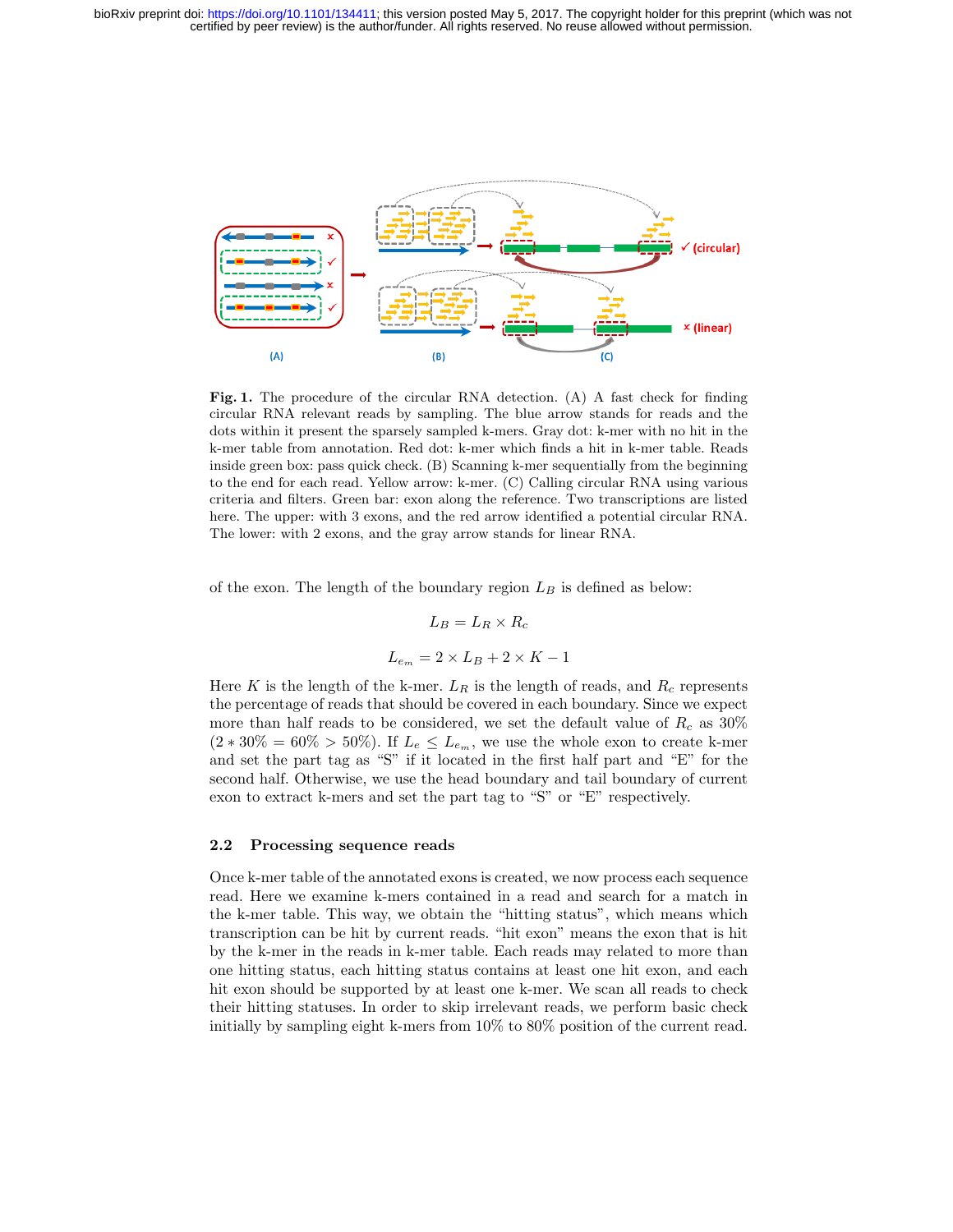**Fig. 1.** The procedure of the circular RNA detection. (A) A fast check for finding circular RNA relevant reads by sampling. The blue arrow stands for reads and the dots within it present the sparsely sampled k-mers. Gray dot: k-mer with no hit in the k-mer table from annotation. Red dot: k-mer which finds a hit in k-mer table. Reads inside green box: pass quick check. (B) Scanning k-mer sequentially from the beginning to the end for each read. Yellow arrow: k-mer. (C) Calling circular RNA using various criteria and filters. Green bar: exon along the reference. Two transcriptions are listed here. The upper: with 3 exons, and the red arrow identified a potential circular RNA. The lower: with 2 exons, and the gray arrow stands for linear RNA.

of the exon. The length of the boundary region $L_B$ is defined as below:

$$L_B = L_R \times R_c$$

$$L_{e_m} = 2 \times L_B + 2 \times K - 1$$

Here $K$ is the length of the k-mer. $L_R$ is the length of reads, and $R_c$ represents the percentage of reads that should be covered in each boundary. Since we expect more than half reads to be considered, we set the default value of $R_c$ as 30% ($2 * 30\% = 60\% > 50\%$). If $L_e \leq L_{e_m}$, we use the whole exon to create k-mer and set the part tag as "S" if it located in the first half part and "E" for the second half. Otherwise, we use the head boundary and tail boundary of current exon to extract k-mers and set the part tag to "S" or "E" respectively.

### 2.2 Processing sequence reads

Once k-mer table of the annotated exons is created, we now process each sequence read. Here we examine k-mers contained in a read and search for a match in the k-mer table. This way, we obtain the "hitting status", which means which transcription can be hit by current reads. "hit exon" means the exon that is hit by the k-mer in the reads in k-mer table. Each reads may related to more than one hitting status, each hitting status contains at least one hit exon, and each hit exon should be supported by at least one k-mer. We scan all reads to check their hitting statuses. In order to skip irrelevant reads, we perform basic check initially by sampling eight k-mers from 10% to 80% position of the current read.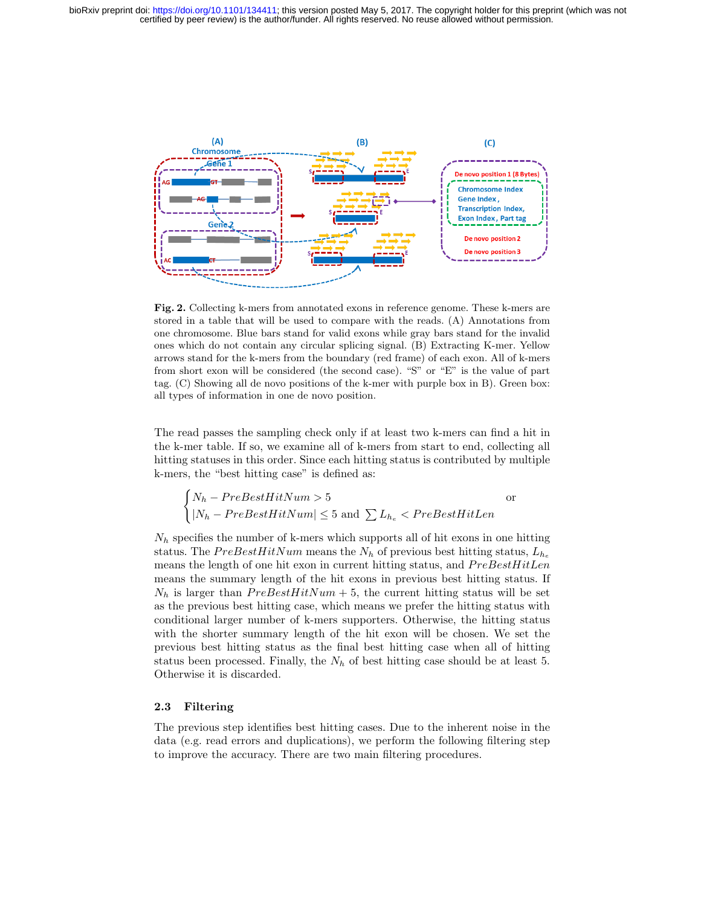Fig. 2. Collecting k-mers from annotated exons in reference genome. These k-mers are stored in a table that will be used to compare with the reads. (A) Annotations from one chromosome. Blue bars stand for valid exons while gray bars stand for the invalid ones which do not contain any circular splicing signal. (B) Extracting K-mer. Yellow arrows stand for the k-mers from the boundary (red frame) of each exon. All of k-mers from short exon will be considered (the second case). "S" or "E" is the value of part tag. (C) Showing all de novo positions of the k-mer with purple box in B). Green box: all types of information in one de novo position.

The read passes the sampling check only if at least two k-mers can find a hit in the k-mer table. If so, we examine all of k-mers from start to end, collecting all hitting statuses in this order. Since each hitting status is contributed by multiple k-mers, the "best hitting case" is defined as:

$$\begin{cases} N_h - PreBestHitNum > 5 & \text{or} \\ |N_h - PreBestHitNum| \leq 5 \text{ and } \sum L_{h_e} < PreBestHitLen \end{cases}$$

$N_h$ specifies the number of k-mers which supports all of hit exons in one hitting status. The $PreBestHitNum$ means the $N_h$ of previous best hitting status, $L_{h_e}$ means the length of one hit exon in current hitting status, and $PreBestHitLen$ means the summary length of the hit exons in previous best hitting status. If $N_h$ is larger than $PreBestHitNum + 5$, the current hitting status will be set as the previous best hitting case, which means we prefer the hitting status with conditional larger number of k-mers supporters. Otherwise, the hitting status with the shorter summary length of the hit exon will be chosen. We set the previous best hitting status as the final best hitting case when all of hitting status been processed. Finally, the $N_h$ of best hitting case should be at least 5. Otherwise it is discarded.

### 2.3 Filtering

The previous step identifies best hitting cases. Due to the inherent noise in the data (e.g. read errors and duplications), we perform the following filtering step to improve the accuracy. There are two main filtering procedures.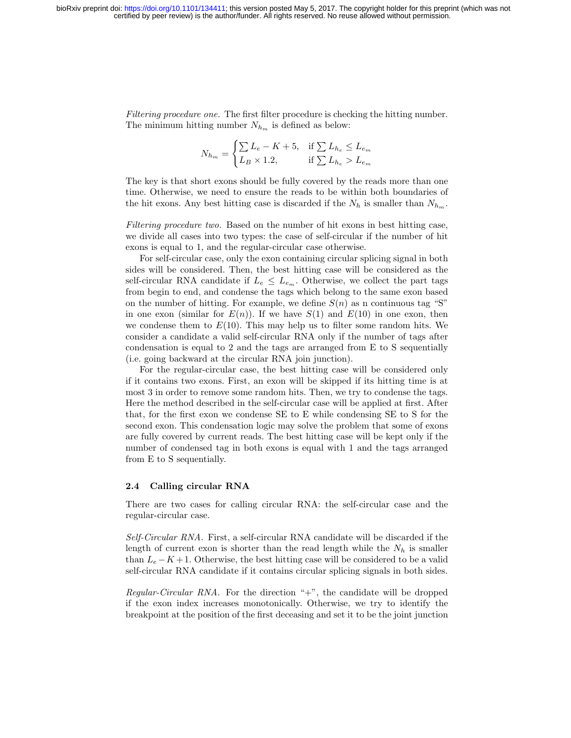*Filtering procedure one.* The first filter procedure is checking the hitting number. The minimum hitting number $N_{h_m}$ is defined as below:

$$N_{h_m} = \begin{cases} \sum L_e - K + 5, & \text{if } \sum L_{h_e} \le L_{e_m} \\ L_B \times 1.2, & \text{if } \sum L_{h_e} > L_{e_m} \end{cases}$$

The key is that short exons should be fully covered by the reads more than one time. Otherwise, we need to ensure the reads to be within both boundaries of the hit exons. Any best hitting case is discarded if the $N_h$ is smaller than $N_{h_m}$.

*Filtering procedure two.* Based on the number of hit exons in best hitting case, we divide all cases into two types: the case of self-circular if the number of hit exons is equal to 1, and the regular-circular case otherwise.

For self-circular case, only the exon containing circular splicing signal in both sides will be considered. Then, the best hitting case will be considered as the self-circular RNA candidate if $L_e \le L_{e_m}$. Otherwise, we collect the part tags from begin to end, and condense the tags which belong to the same exon based on the number of hitting. For example, we define $S(n)$ as n continuous tag "S" in one exon (similar for $E(n)$). If we have $S(1)$ and $E(10)$ in one exon, then we condense them to $E(10)$. This may help us to filter some random hits. We consider a candidate a valid self-circular RNA only if the number of tags after condensation is equal to 2 and the tags are arranged from E to S sequentially (i.e. going backward at the circular RNA join junction).

For the regular-circular case, the best hitting case will be considered only if it contains two exons. First, an exon will be skipped if its hitting time is at most 3 in order to remove some random hits. Then, we try to condense the tags. Here the method described in the self-circular case will be applied at first. After that, for the first exon we condense SE to E while condensing SE to S for the second exon. This condensation logic may solve the problem that some of exons are fully covered by current reads. The best hitting case will be kept only if the number of condensed tag in both exons is equal with 1 and the tags arranged from E to S sequentially.

### 2.4 Calling circular RNA

There are two cases for calling circular RNA: the self-circular case and the regular-circular case.

*Self-Circular RNA.* First, a self-circular RNA candidate will be discarded if the length of current exon is shorter than the read length while the $N_h$ is smaller than $L_e - K + 1$. Otherwise, the best hitting case will be considered to be a valid self-circular RNA candidate if it contains circular splicing signals in both sides.

*Regular-Circular RNA.* For the direction "+", the candidate will be dropped if the exon index increases monotonically. Otherwise, we try to identify the breakpoint at the position of the first deceasing and set it to be the joint junction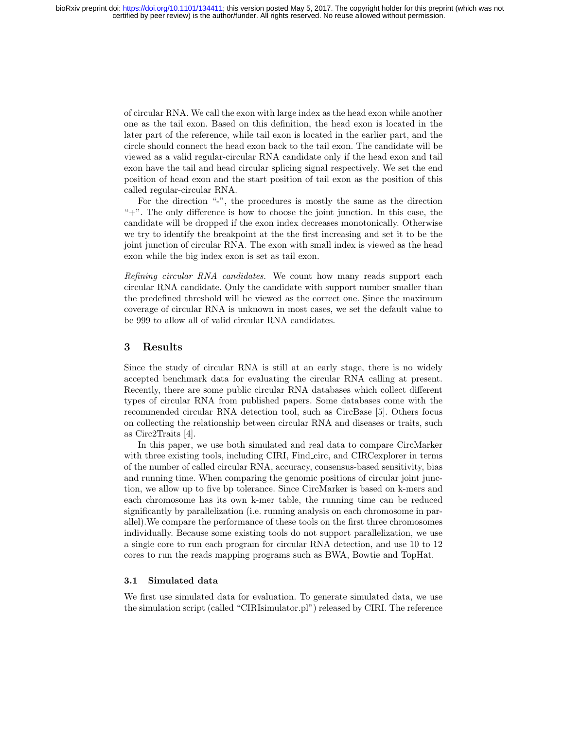of circular RNA. We call the exon with large index as the head exon while another one as the tail exon. Based on this definition, the head exon is located in the later part of the reference, while tail exon is located in the earlier part, and the circle should connect the head exon back to the tail exon. The candidate will be viewed as a valid regular-circular RNA candidate only if the head exon and tail exon have the tail and head circular splicing signal respectively. We set the end position of head exon and the start position of tail exon as the position of this called regular-circular RNA.

For the direction "-", the procedures is mostly the same as the direction "+". The only difference is how to choose the joint junction. In this case, the candidate will be dropped if the exon index decreases monotonically. Otherwise we try to identify the breakpoint at the the first increasing and set it to be the joint junction of circular RNA. The exon with small index is viewed as the head exon while the big index exon is set as tail exon.

*Refining circular RNA candidates.* We count how many reads support each circular RNA candidate. Only the candidate with support number smaller than the predefined threshold will be viewed as the correct one. Since the maximum coverage of circular RNA is unknown in most cases, we set the default value to be 999 to allow all of valid circular RNA candidates.

## 3 Results

Since the study of circular RNA is still at an early stage, there is no widely accepted benchmark data for evaluating the circular RNA calling at present. Recently, there are some public circular RNA databases which collect different types of circular RNA from published papers. Some databases come with the recommended circular RNA detection tool, such as CircBase [5]. Others focus on collecting the relationship between circular RNA and diseases or traits, such as Circ2Traits [4].

In this paper, we use both simulated and real data to compare CircMarker with three existing tools, including CIRI, Find_circ, and CIRCexplorer in terms of the number of called circular RNA, accuracy, consensus-based sensitivity, bias and running time. When comparing the genomic positions of circular joint junction, we allow up to five bp tolerance. Since CircMarker is based on k-mers and each chromosome has its own k-mer table, the running time can be reduced significantly by parallelization (i.e. running analysis on each chromosome in parallel).We compare the performance of these tools on the first three chromosomes individually. Because some existing tools do not support parallelization, we use a single core to run each program for circular RNA detection, and use 10 to 12 cores to run the reads mapping programs such as BWA, Bowtie and TopHat.

### 3.1 Simulated data

We first use simulated data for evaluation. To generate simulated data, we use the simulation script (called "CIRIsimulator.pl") released by CIRI. The reference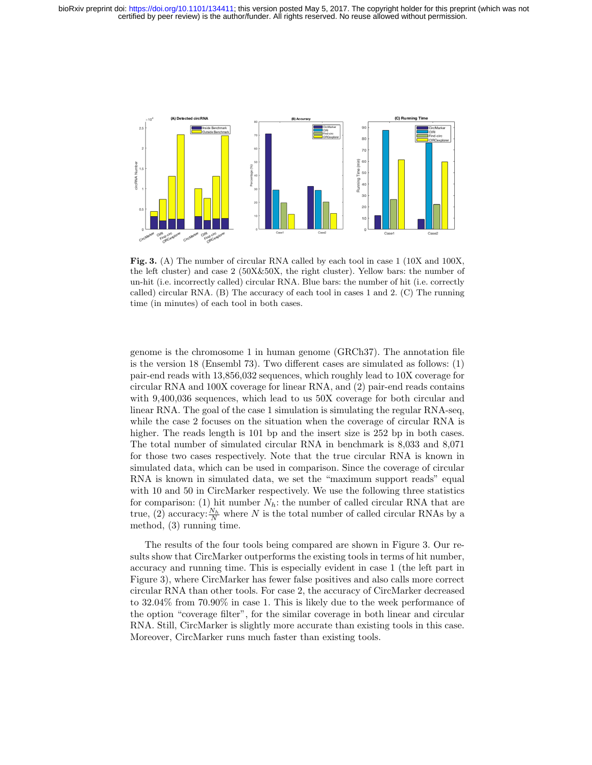**Fig. 3.** (A) The number of circular RNA called by each tool in case 1 (10X and 100X, the left cluster) and case 2 (50X&50X, the right cluster). Yellow bars: the number of un-hit (i.e. incorrectly called) circular RNA. Blue bars: the number of hit (i.e. correctly called) circular RNA. (B) The accuracy of each tool in cases 1 and 2. (C) The running time (in minutes) of each tool in both cases.

genome is the chromosome 1 in human genome (GRCh37). The annotation file is the version 18 (Ensembl 73). Two different cases are simulated as follows: (1) pair-end reads with 13,856,032 sequences, which roughly lead to 10X coverage for circular RNA and 100X coverage for linear RNA, and (2) pair-end reads contains with 9,400,036 sequences, which lead to us 50X coverage for both circular and linear RNA. The goal of the case 1 simulation is simulating the regular RNA-seq, while the case 2 focuses on the situation when the coverage of circular RNA is higher. The reads length is 101 bp and the insert size is 252 bp in both cases. The total number of simulated circular RNA in benchmark is 8,033 and 8,071 for those two cases respectively. Note that the true circular RNA is known in simulated data, which can be used in comparison. Since the coverage of circular RNA is known in simulated data, we set the "maximum support reads" equal with 10 and 50 in CircMarker respectively. We use the following three statistics for comparison: (1) hit number $N_h$: the number of called circular RNA that are true, (2) accuracy: $\frac{N_h}{N}$ where $N$ is the total number of called circular RNAs by a method, (3) running time.

The results of the four tools being compared are shown in Figure 3. Our results show that CircMarker outperforms the existing tools in terms of hit number, accuracy and running time. This is especially evident in case 1 (the left part in Figure 3), where CircMarker has fewer false positives and also calls more correct circular RNA than other tools. For case 2, the accuracy of CircMarker decreased to 32.04% from 70.90% in case 1. This is likely due to the week performance of the option "coverage filter", for the similar coverage in both linear and circular RNA. Still, CircMarker is slightly more accurate than existing tools in this case. Moreover, CircMarker runs much faster than existing tools.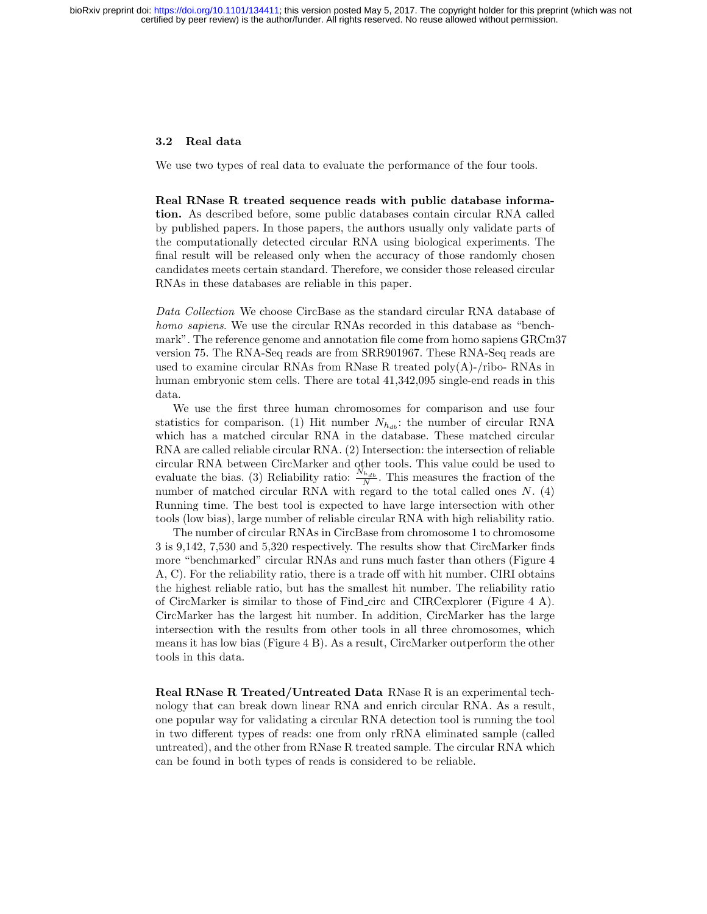### 3.2 Real data

We use two types of real data to evaluate the performance of the four tools.

**Real RNase R treated sequence reads with public database information.** As described before, some public databases contain circular RNA called by published papers. In those papers, the authors usually only validate parts of the computationally detected circular RNA using biological experiments. The final result will be released only when the accuracy of those randomly chosen candidates meets certain standard. Therefore, we consider those released circular RNAs in these databases are reliable in this paper.

*Data Collection* We choose CircBase as the standard circular RNA database of *homo sapiens*. We use the circular RNAs recorded in this database as "benchmark". The reference genome and annotation file come from homo sapiens GRCm37 version 75. The RNA-Seq reads are from SRR901967. These RNA-Seq reads are used to examine circular RNAs from RNase R treated poly(A)-/ribo- RNAs in human embryonic stem cells. There are total 41,342,095 single-end reads in this data.

We use the first three human chromosomes for comparison and use four statistics for comparison. (1) Hit number $N_{h_{db}}$: the number of circular RNA which has a matched circular RNA in the database. These matched circular RNA are called reliable circular RNA. (2) Intersection: the intersection of reliable circular RNA between CircMarker and other tools. This value could be used to evaluate the bias. (3) Reliability ratio: $\frac{N_{h_{db}}}{N}$. This measures the fraction of the number of matched circular RNA with regard to the total called ones $N$. (4) Running time. The best tool is expected to have large intersection with other tools (low bias), large number of reliable circular RNA with high reliability ratio.

The number of circular RNAs in CircBase from chromosome 1 to chromosome 3 is 9,142, 7,530 and 5,320 respectively. The results show that CircMarker finds more "benchmarked" circular RNAs and runs much faster than others (Figure 4 A, C). For the reliability ratio, there is a trade off with hit number. CIRI obtains the highest reliable ratio, but has the smallest hit number. The reliability ratio of CircMarker is similar to those of Find_circ and CIRCexplorer (Figure 4 A). CircMarker has the largest hit number. In addition, CircMarker has the large intersection with the results from other tools in all three chromosomes, which means it has low bias (Figure 4 B). As a result, CircMarker outperform the other tools in this data.

**Real RNase R Treated/Untreated Data** RNase R is an experimental technology that can break down linear RNA and enrich circular RNA. As a result, one popular way for validating a circular RNA detection tool is running the tool in two different types of reads: one from only rRNA eliminated sample (called untreated), and the other from RNase R treated sample. The circular RNA which can be found in both types of reads is considered to be reliable.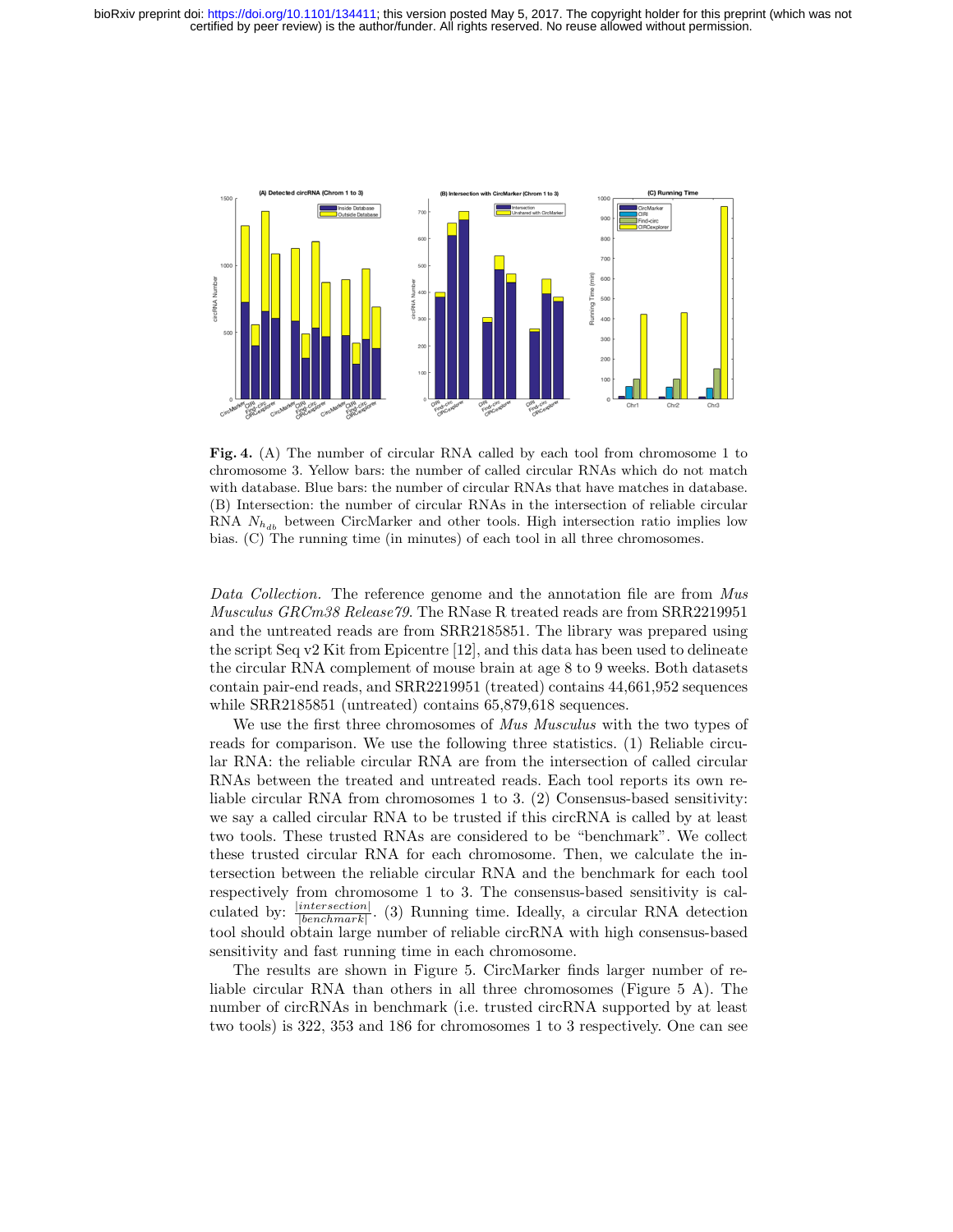**Fig. 4.** (A) The number of circular RNA called by each tool from chromosome 1 to chromosome 3. Yellow bars: the number of called circular RNAs which do not match with database. Blue bars: the number of circular RNAs that have matches in database. (B) Intersection: the number of circular RNAs in the intersection of reliable circular RNA $N_{h_{db}}$ between CircMarker and other tools. High intersection ratio implies low bias. (C) The running time (in minutes) of each tool in all three chromosomes.

*Data Collection.* The reference genome and the annotation file are from *Mus Musculus GRCm38 Release79*. The RNase R treated reads are from SRR2219951 and the untreated reads are from SRR2185851. The library was prepared using the script Seq v2 Kit from Epicentre [12], and this data has been used to delineate the circular RNA complement of mouse brain at age 8 to 9 weeks. Both datasets contain pair-end reads, and SRR2219951 (treated) contains 44,661,952 sequences while SRR2185851 (untreated) contains 65,879,618 sequences.

We use the first three chromosomes of *Mus Musculus* with the two types of reads for comparison. We use the following three statistics. (1) Reliable circular RNA: the reliable circular RNA are from the intersection of called circular RNAs between the treated and untreated reads. Each tool reports its own reliable circular RNA from chromosomes 1 to 3. (2) Consensus-based sensitivity: we say a called circular RNA to be trusted if this circRNA is called by at least two tools. These trusted RNAs are considered to be "benchmark". We collect these trusted circular RNA for each chromosome. Then, we calculate the intersection between the reliable circular RNA and the benchmark for each tool respectively from chromosome 1 to 3. The consensus-based sensitivity is calculated by: $\frac{|intersection|}{|benchmark|}$. (3) Running time. Ideally, a circular RNA detection tool should obtain large number of reliable circRNA with high consensus-based sensitivity and fast running time in each chromosome.

The results are shown in Figure 5. CircMarker finds larger number of reliable circular RNA than others in all three chromosomes (Figure 5 A). The number of circRNAs in benchmark (i.e. trusted circRNA supported by at least two tools) is 322, 353 and 186 for chromosomes 1 to 3 respectively. One can see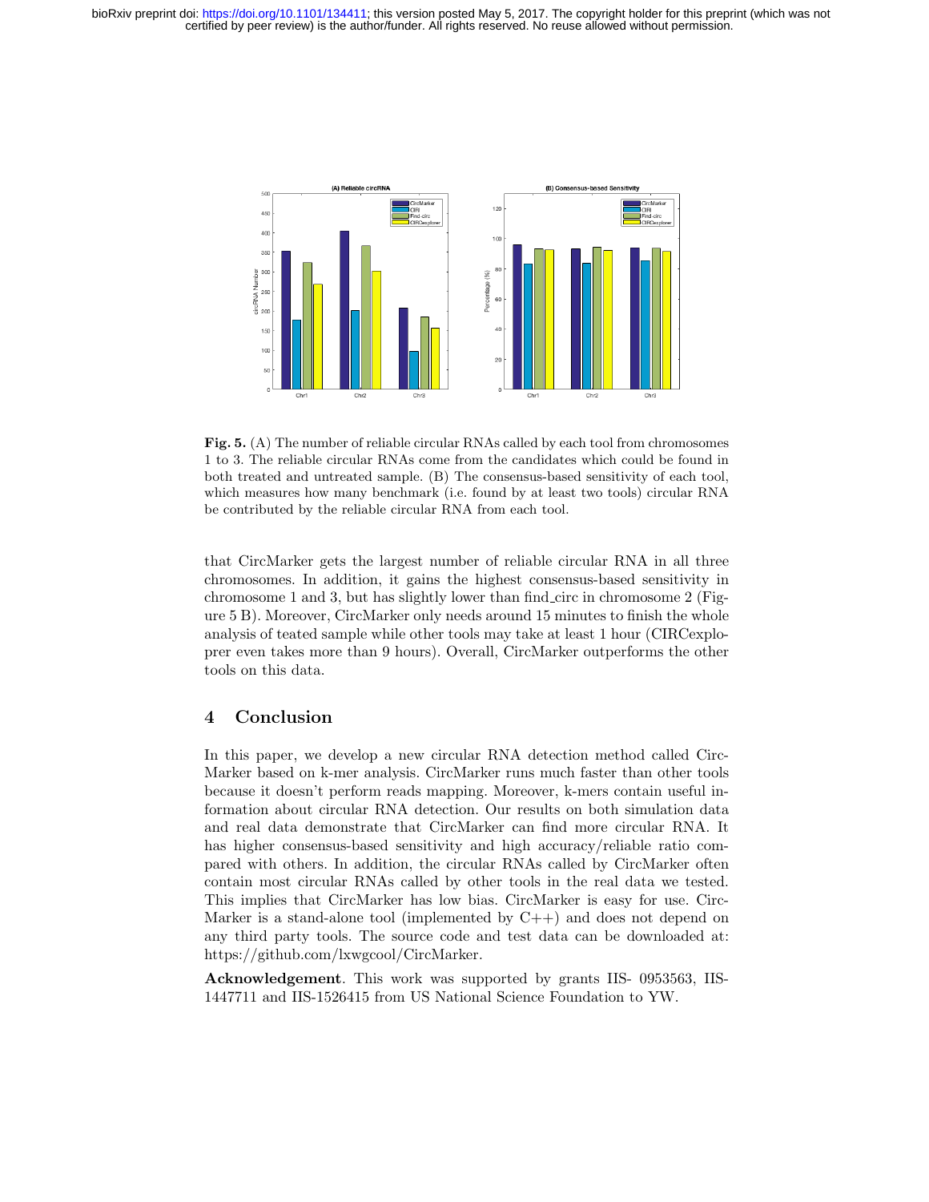**Fig. 5.** (A) The number of reliable circular RNAs called by each tool from chromosomes 1 to 3. The reliable circular RNAs come from the candidates which could be found in both treated and untreated sample. (B) The consensus-based sensitivity of each tool, which measures how many benchmark (i.e. found by at least two tools) circular RNA be contributed by the reliable circular RNA from each tool.

that CircMarker gets the largest number of reliable circular RNA in all three chromosomes. In addition, it gains the highest consensus-based sensitivity in chromosome 1 and 3, but has slightly lower than find_circ in chromosome 2 (Figure 5 B). Moreover, CircMarker only needs around 15 minutes to finish the whole analysis of teated sample while other tools may take at least 1 hour (CIRCexploprer even takes more than 9 hours). Overall, CircMarker outperforms the other tools on this data.

## 4 Conclusion

In this paper, we develop a new circular RNA detection method called CircMarker based on k-mer analysis. CircMarker runs much faster than other tools because it doesn't perform reads mapping. Moreover, k-mers contain useful information about circular RNA detection. Our results on both simulation data and real data demonstrate that CircMarker can find more circular RNA. It has higher consensus-based sensitivity and high accuracy/reliable ratio compared with others. In addition, the circular RNAs called by CircMarker often contain most circular RNAs called by other tools in the real data we tested. This implies that CircMarker has low bias. CircMarker is easy for use. CircMarker is a stand-alone tool (implemented by C++) and does not depend on any third party tools. The source code and test data can be downloaded at: https://github.com/lxwgcool/CircMarker.

**Acknowledgement**. This work was supported by grants IIS- 0953563, IIS-1447711 and IIS-1526415 from US National Science Foundation to YW.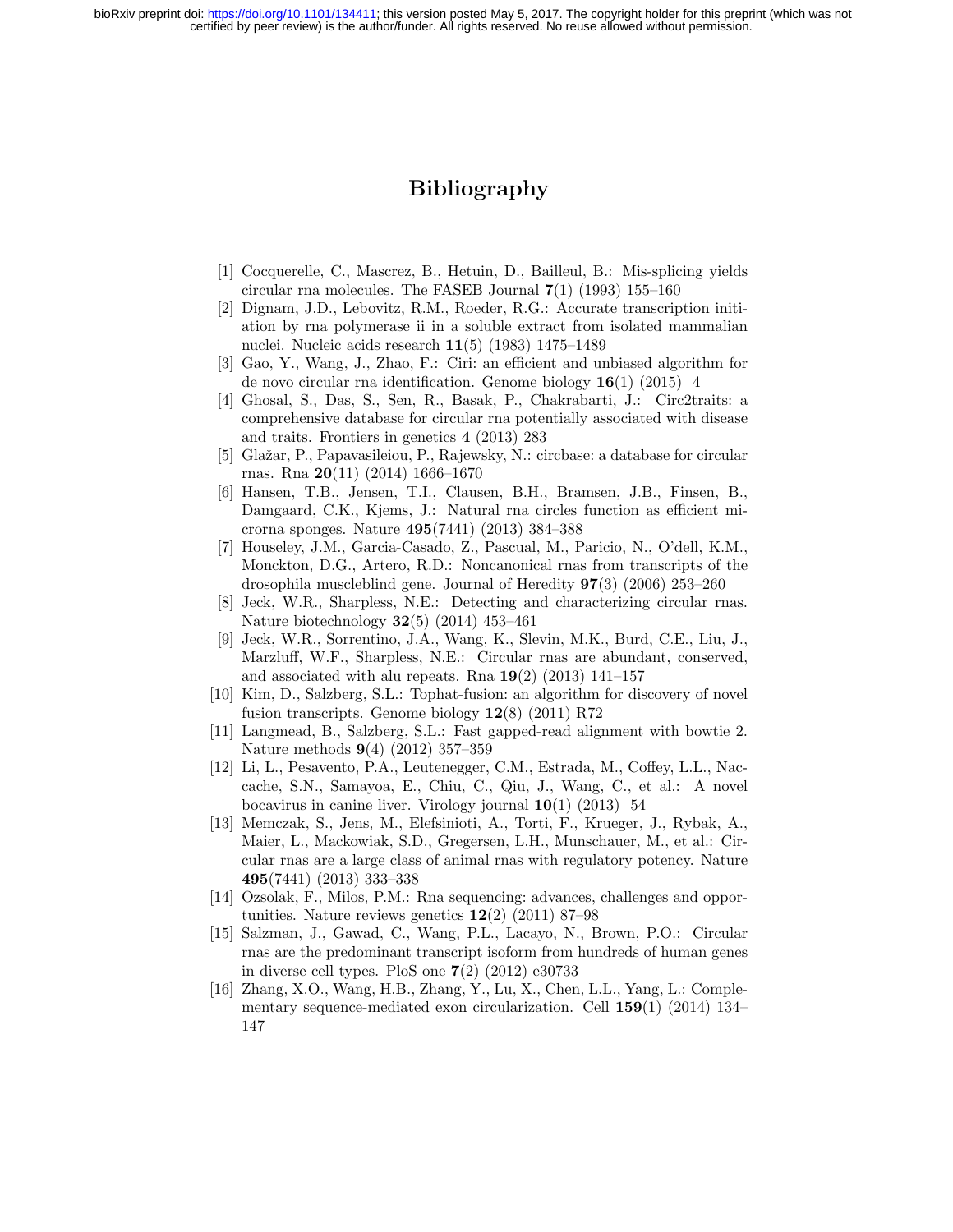# Bibliography

[1] Cocquerelle, C., Mascrez, B., Hetuin, D., Bailleul, B.: Mis-splicing yields circular rna molecules. The FASEB Journal **7**(1) (1993) 155–160

[2] Dignam, J.D., Lebovitz, R.M., Roeder, R.G.: Accurate transcription initiation by rna polymerase ii in a soluble extract from isolated mammalian nuclei. Nucleic acids research **11**(5) (1983) 1475–1489

[3] Gao, Y., Wang, J., Zhao, F.: Ciri: an efficient and unbiased algorithm for de novo circular rna identification. Genome biology **16**(1) (2015) 4

[4] Ghosal, S., Das, S., Sen, R., Basak, P., Chakrabarti, J.: Circ2traits: a comprehensive database for circular rna potentially associated with disease and traits. Frontiers in genetics **4** (2013) 283

[5] Glažar, P., Papavasileiou, P., Rajewsky, N.: circbase: a database for circular rnas. Rna **20**(11) (2014) 1666–1670

[6] Hansen, T.B., Jensen, T.I., Clausen, B.H., Bramsen, J.B., Finsen, B., Damgaard, C.K., Kjems, J.: Natural rna circles function as efficient microrna sponges. Nature **495**(7441) (2013) 384–388

[7] Houseley, J.M., Garcia-Casado, Z., Pascual, M., Paricio, N., O'dell, K.M., Monckton, D.G., Artero, R.D.: Noncanonical rnas from transcripts of the drosophila muscleblind gene. Journal of Heredity **97**(3) (2006) 253–260

[8] Jeck, W.R., Sharpless, N.E.: Detecting and characterizing circular rnas. Nature biotechnology **32**(5) (2014) 453–461

[9] Jeck, W.R., Sorrentino, J.A., Wang, K., Slevin, M.K., Burd, C.E., Liu, J., Marzluff, W.F., Sharpless, N.E.: Circular rnas are abundant, conserved, and associated with alu repeats. Rna **19**(2) (2013) 141–157

[10] Kim, D., Salzberg, S.L.: Tophat-fusion: an algorithm for discovery of novel fusion transcripts. Genome biology **12**(8) (2011) R72

[11] Langmead, B., Salzberg, S.L.: Fast gapped-read alignment with bowtie 2. Nature methods **9**(4) (2012) 357–359

[12] Li, L., Pesavento, P.A., Leutenegger, C.M., Estrada, M., Coffey, L.L., Naccache, S.N., Samayoa, E., Chiu, C., Qiu, J., Wang, C., et al.: A novel bocavirus in canine liver. Virology journal **10**(1) (2013) 54

[13] Memczak, S., Jens, M., Elefsinioti, A., Torti, F., Krueger, J., Rybak, A., Maier, L., Mackowiak, S.D., Gregersen, L.H., Munschauer, M., et al.: Circular rnas are a large class of animal rnas with regulatory potency. Nature **495**(7441) (2013) 333–338

[14] Ozsolak, F., Milos, P.M.: Rna sequencing: advances, challenges and opportunities. Nature reviews genetics **12**(2) (2011) 87–98

[15] Salzman, J., Gawad, C., Wang, P.L., Lacayo, N., Brown, P.O.: Circular rnas are the predominant transcript isoform from hundreds of human genes in diverse cell types. PloS one **7**(2) (2012) e30733

[16] Zhang, X.O., Wang, H.B., Zhang, Y., Lu, X., Chen, L.L., Yang, L.: Complementary sequence-mediated exon circularization. Cell **159**(1) (2014) 134–147